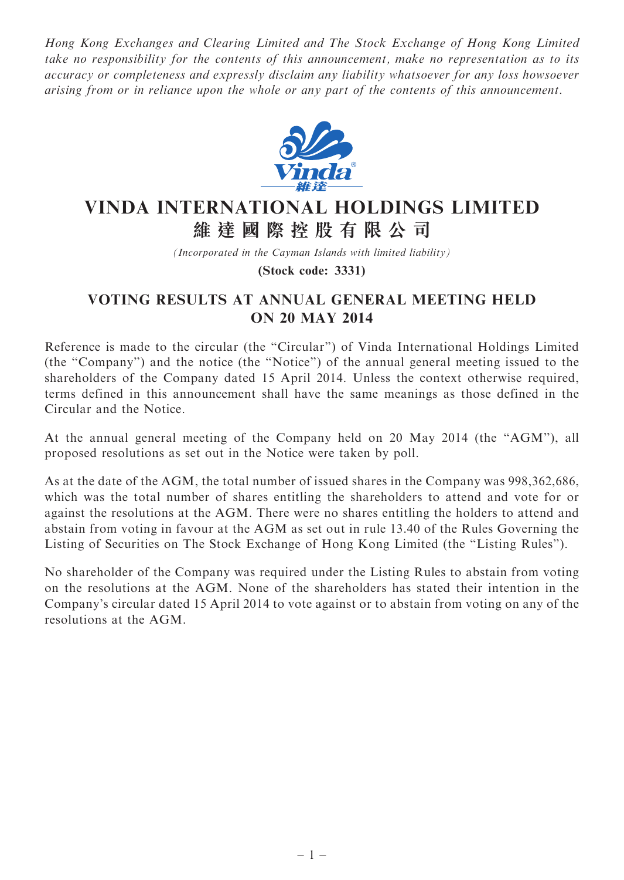*Hong Kong Exchanges and Clearing Limited and The Stock Exchange of Hong Kong Limited take no responsibility for the contents of this announcement, make no representation as to its accuracy or completeness and expressly disclaim any liability whatsoever for any loss howsoever arising from or in reliance upon the whole or any part of the contents of this announcement.*

# VINDA INTERNATIONAL HOLDINGS LIMITED
# 維達國際控股有限公司

*(Incorporated in the Cayman Islands with limited liability)*

**(Stock code: 3331)**

## VOTING RESULTS AT ANNUAL GENERAL MEETING HELD ON 20 MAY 2014

Reference is made to the circular (the "Circular") of Vinda International Holdings Limited (the "Company") and the notice (the "Notice") of the annual general meeting issued to the shareholders of the Company dated 15 April 2014. Unless the context otherwise required, terms defined in this announcement shall have the same meanings as those defined in the Circular and the Notice.

At the annual general meeting of the Company held on 20 May 2014 (the "AGM"), all proposed resolutions as set out in the Notice were taken by poll.

As at the date of the AGM, the total number of issued shares in the Company was 998,362,686, which was the total number of shares entitling the shareholders to attend and vote for or against the resolutions at the AGM. There were no shares entitling the holders to attend and abstain from voting in favour at the AGM as set out in rule 13.40 of the Rules Governing the Listing of Securities on The Stock Exchange of Hong Kong Limited (the "Listing Rules").

No shareholder of the Company was required under the Listing Rules to abstain from voting on the resolutions at the AGM. None of the shareholders has stated their intention in the Company's circular dated 15 April 2014 to vote against or to abstain from voting on any of the resolutions at the AGM.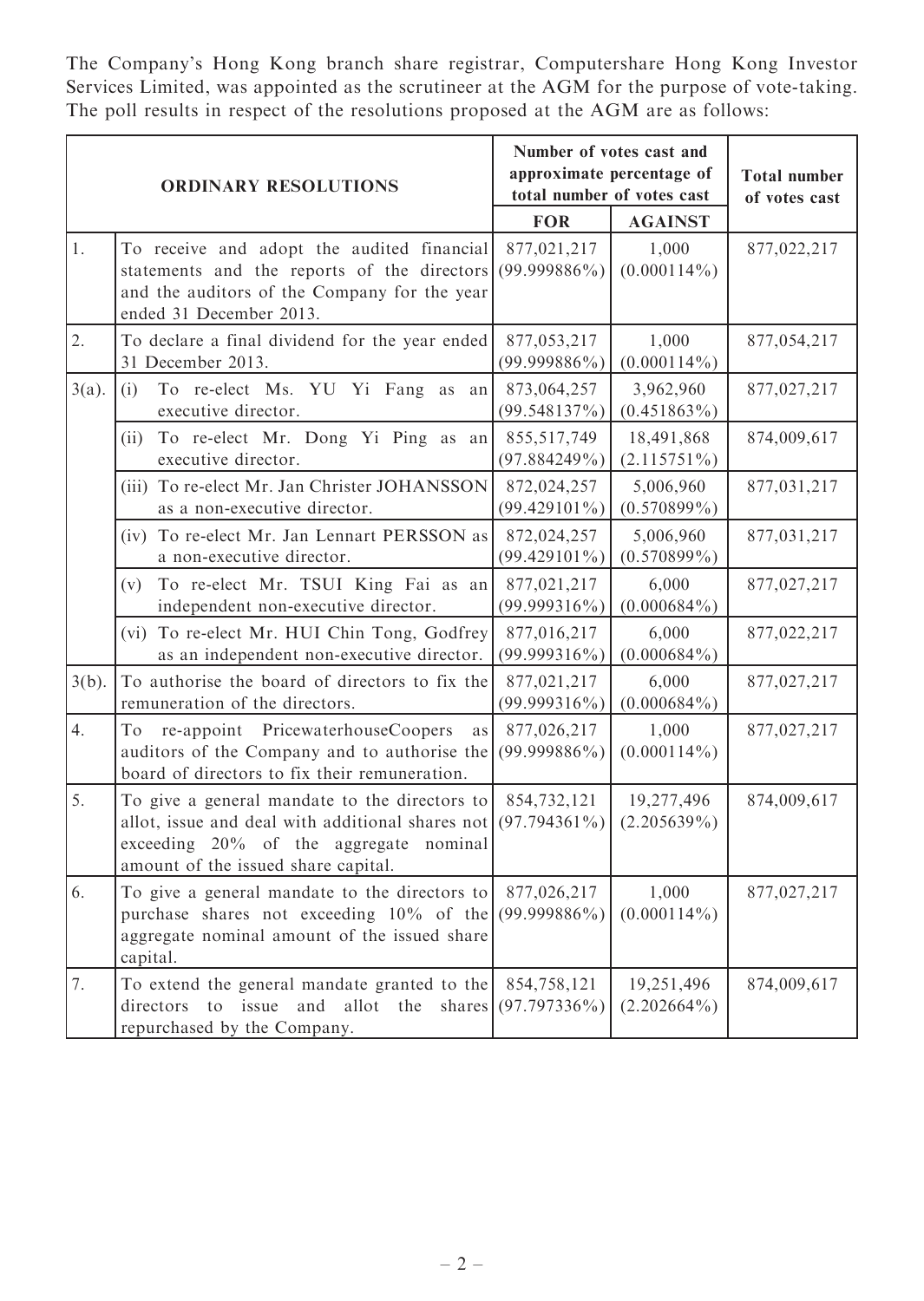The Company's Hong Kong branch share registrar, Computershare Hong Kong Investor Services Limited, was appointed as the scrutineer at the AGM for the purpose of vote-taking. The poll results in respect of the resolutions proposed at the AGM are as follows:

| ORDINARY RESOLUTIONS | | Number of votes cast and approximate percentage of total number of votes cast | | Total number of votes cast |
|---|---|---|---|---|
| | | FOR | AGAINST | |
| 1. | To receive and adopt the audited financial statements and the reports of the directors and the auditors of the Company for the year ended 31 December 2013. | 877,021,217 (99.999886%) | 1,000 (0.000114%) | 877,022,217 |
| 2. | To declare a final dividend for the year ended 31 December 2013. | 877,053,217 (99.999886%) | 1,000 (0.000114%) | 877,054,217 |
| 3(a). | (i) To re-elect Ms. YU Yi Fang as an executive director. | 873,064,257 (99.548137%) | 3,962,960 (0.451863%) | 877,027,217 |
| | (ii) To re-elect Mr. Dong Yi Ping as an executive director. | 855,517,749 (97.884249%) | 18,491,868 (2.115751%) | 874,009,617 |
| | (iii) To re-elect Mr. Jan Christer JOHANSSON as a non-executive director. | 872,024,257 (99.429101%) | 5,006,960 (0.570899%) | 877,031,217 |
| | (iv) To re-elect Mr. Jan Lennart PERSSON as a non-executive director. | 872,024,257 (99.429101%) | 5,006,960 (0.570899%) | 877,031,217 |
| | (v) To re-elect Mr. TSUI King Fai as an independent non-executive director. | 877,021,217 (99.999316%) | 6,000 (0.000684%) | 877,027,217 |
| | (vi) To re-elect Mr. HUI Chin Tong, Godfrey as an independent non-executive director. | 877,016,217 (99.999316%) | 6,000 (0.000684%) | 877,022,217 |
| 3(b). | To authorise the board of directors to fix the remuneration of the directors. | 877,021,217 (99.999316%) | 6,000 (0.000684%) | 877,027,217 |
| 4. | To re-appoint PricewaterhouseCoopers as auditors of the Company and to authorise the board of directors to fix their remuneration. | 877,026,217 (99.999886%) | 1,000 (0.000114%) | 877,027,217 |
| 5. | To give a general mandate to the directors to allot, issue and deal with additional shares not exceeding 20% of the aggregate nominal amount of the issued share capital. | 854,732,121 (97.794361%) | 19,277,496 (2.205639%) | 874,009,617 |
| 6. | To give a general mandate to the directors to purchase shares not exceeding 10% of the aggregate nominal amount of the issued share capital. | 877,026,217 (99.999886%) | 1,000 (0.000114%) | 877,027,217 |
| 7. | To extend the general mandate granted to the directors to issue and allot the shares repurchased by the Company. | 854,758,121 (97.797336%) | 19,251,496 (2.202664%) | 874,009,617 |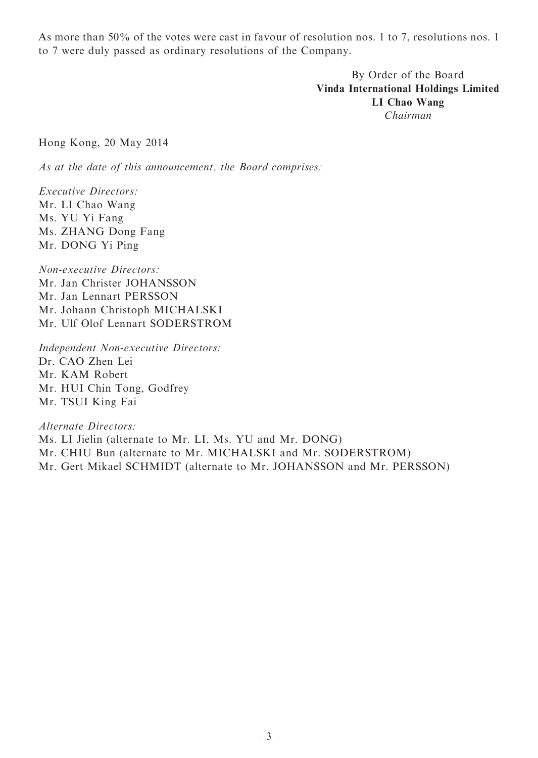As more than 50% of the votes were cast in favour of resolution nos. 1 to 7, resolutions nos. 1 to 7 were duly passed as ordinary resolutions of the Company.

By Order of the Board
**Vinda International Holdings Limited**
**LI Chao Wang**
*Chairman*

Hong Kong, 20 May 2014

*As at the date of this announcement, the Board comprises:*

*Executive Directors:*
Mr. LI Chao Wang
Ms. YU Yi Fang
Ms. ZHANG Dong Fang
Mr. DONG Yi Ping

*Non-executive Directors:*
Mr. Jan Christer JOHANSSON
Mr. Jan Lennart PERSSON
Mr. Johann Christoph MICHALSKI
Mr. Ulf Olof Lennart SODERSTROM

*Independent Non-executive Directors:*
Dr. CAO Zhen Lei
Mr. KAM Robert
Mr. HUI Chin Tong, Godfrey
Mr. TSUI King Fai

*Alternate Directors:*
Ms. LI Jielin (alternate to Mr. LI, Ms. YU and Mr. DONG)
Mr. CHIU Bun (alternate to Mr. MICHALSKI and Mr. SODERSTROM)
Mr. Gert Mikael SCHMIDT (alternate to Mr. JOHANSSON and Mr. PERSSON)